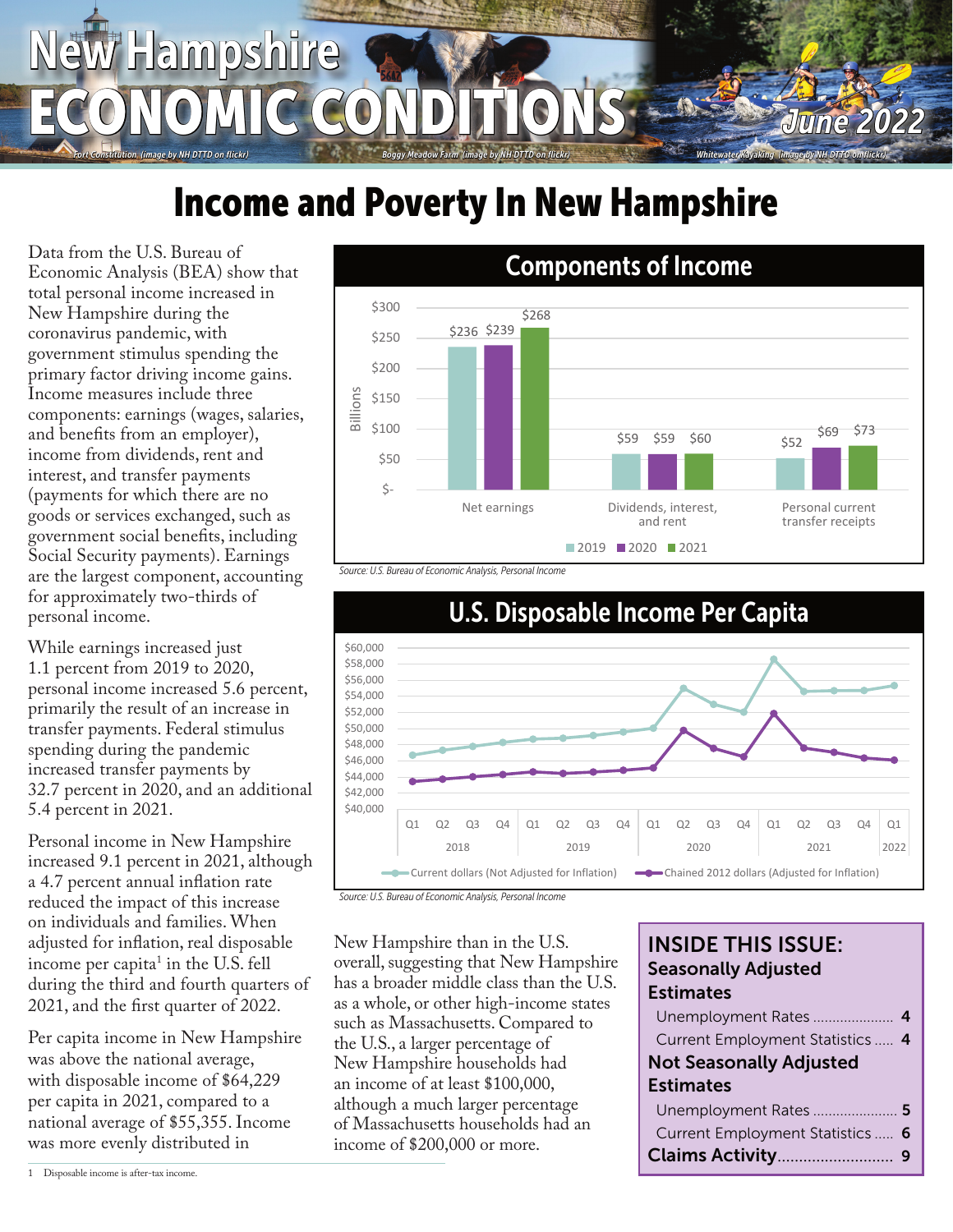# New Hampshire ECONOMIC CONDITIONS

June 2022

Fort Constitution (image by NH DTTD on flickr) Boggy Meadow Farm (image by NH DTTD on flickr) Whitewater Kayaking (image by NH DTTD on flickr)

# Income and Poverty In New Hampshire

Data from the U.S. Bureau of Economic Analysis (BEA) show that total personal income increased in New Hampshire during the coronavirus pandemic, with government stimulus spending the primary factor driving income gains. Income measures include three components: earnings (wages, salaries, and benefits from an employer), income from dividends, rent and interest, and transfer payments (payments for which there are no goods or services exchanged, such as government social benefits, including Social Security payments). Earnings are the largest component, accounting for approximately two-thirds of personal income.

While earnings increased just 1.1 percent from 2019 to 2020, personal income increased 5.6 percent, primarily the result of an increase in transfer payments. Federal stimulus spending during the pandemic increased transfer payments by 32.7 percent in 2020, and an additional 5.4 percent in 2021.

Personal income in New Hampshire increased 9.1 percent in 2021, although a 4.7 percent annual inflation rate reduced the impact of this increase on individuals and families. When adjusted for inflation, real disposable income per capita[1] in the U.S. fell during the third and fourth quarters of 2021, and the first quarter of 2022.

Per capita income in New Hampshire was above the national average, with disposable income of $64,229 per capita in 2021, compared to a national average of $55,355. Income was more evenly distributed in New Hampshire than in the U.S. overall, suggesting that New Hampshire has a broader middle class than the U.S. as a whole, or other high-income states such as Massachusetts. Compared to the U.S., a larger percentage of New Hampshire households had an income of at least $100,000, although a much larger percentage of Massachusetts households had an income of $200,000 or more.

## Components of Income

Billions

| | 2019 | 2020 | 2021 |
|---|---|---|---|
| Net earnings | $236 | $239 | $268 |
| Dividends, interest, and rent | $59 | $59 | $60 |
| Personal current transfer receipts | $52 | $69 | $73 |

*Source: U.S. Bureau of Economic Analysis, Personal Income*

## U.S. Disposable Income Per Capita

Current dollars (Not Adjusted for Inflation) — Chained 2012 dollars (Adjusted for Inflation); quarterly, 2018 Q1 – 2022 Q1

*Source: U.S. Bureau of Economic Analysis, Personal Income*

**INSIDE THIS ISSUE:**

**Seasonally Adjusted Estimates**
- Unemployment Rates ..... 4
- Current Employment Statistics ..... 4

**Not Seasonally Adjusted Estimates**
- Unemployment Rates ..... 5
- Current Employment Statistics ..... 6

**Claims Activity** ..... 9

[1] Disposable income is after-tax income.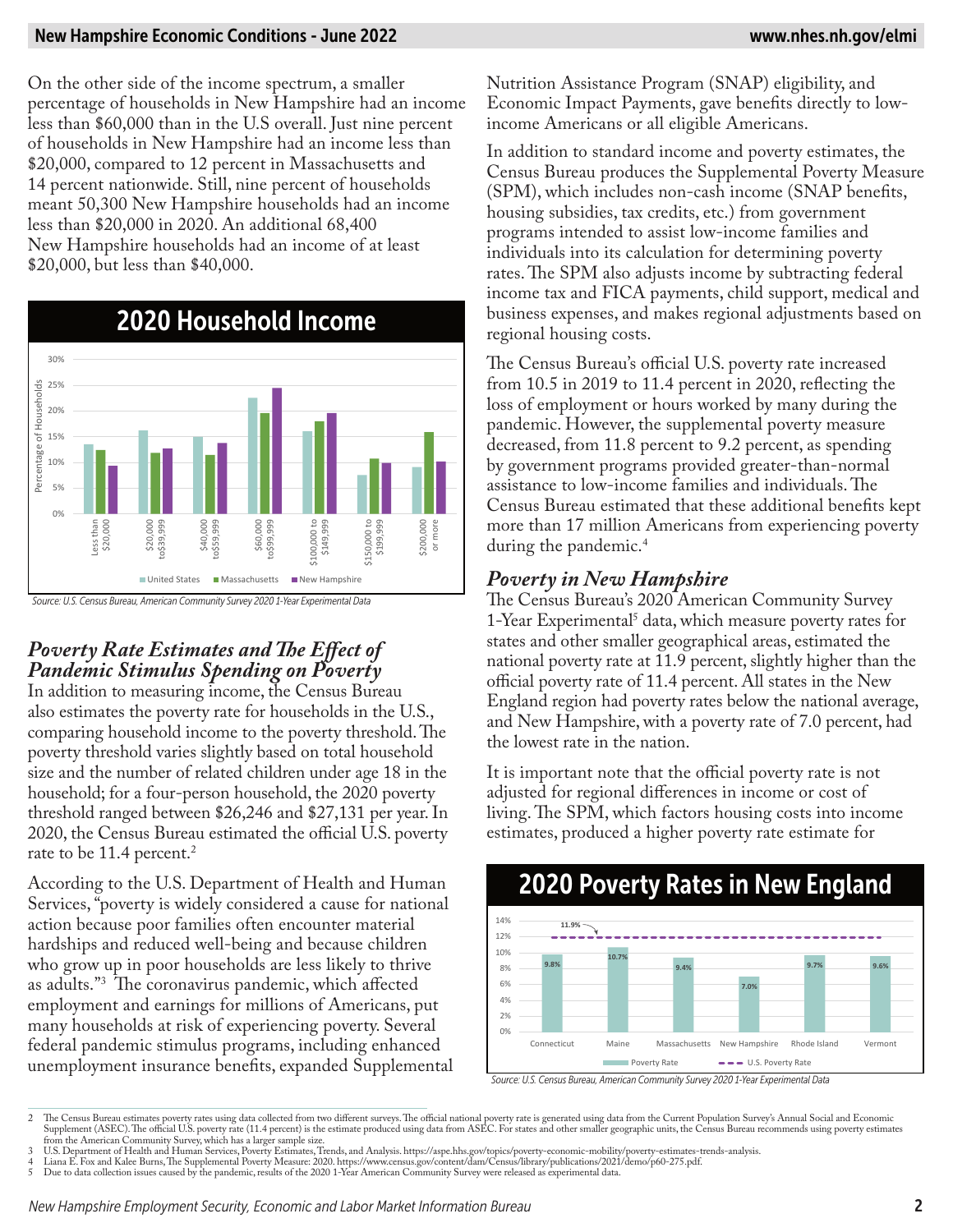On the other side of the income spectrum, a smaller percentage of households in New Hampshire had an income less than $60,000 than in the U.S overall. Just nine percent of households in New Hampshire had an income less than $20,000, compared to 12 percent in Massachusetts and 14 percent nationwide. Still, nine percent of households meant 50,300 New Hampshire households had an income less than $20,000 in 2020. An additional 68,400 New Hampshire households had an income of at least $20,000, but less than $40,000.

## 2020 Household Income

Source: U.S. Census Bureau, American Community Survey 2020 1-Year Experimental Data

### *Poverty Rate Estimates and The Effect of Pandemic Stimulus Spending on Poverty*

In addition to measuring income, the Census Bureau also estimates the poverty rate for households in the U.S., comparing household income to the poverty threshold. The poverty threshold varies slightly based on total household size and the number of related children under age 18 in the household; for a four-person household, the 2020 poverty threshold ranged between $26,246 and $27,131 per year. In 2020, the Census Bureau estimated the official U.S. poverty rate to be 11.4 percent.[2]

According to the U.S. Department of Health and Human Services, "poverty is widely considered a cause for national action because poor families often encounter material hardships and reduced well-being and because children who grow up in poor households are less likely to thrive as adults."[3] The coronavirus pandemic, which affected employment and earnings for millions of Americans, put many households at risk of experiencing poverty. Several federal pandemic stimulus programs, including enhanced unemployment insurance benefits, expanded Supplemental Nutrition Assistance Program (SNAP) eligibility, and Economic Impact Payments, gave benefits directly to low-income Americans or all eligible Americans.

In addition to standard income and poverty estimates, the Census Bureau produces the Supplemental Poverty Measure (SPM), which includes non-cash income (SNAP benefits, housing subsidies, tax credits, etc.) from government programs intended to assist low-income families and individuals into its calculation for determining poverty rates. The SPM also adjusts income by subtracting federal income tax and FICA payments, child support, medical and business expenses, and makes regional adjustments based on regional housing costs.

The Census Bureau's official U.S. poverty rate increased from 10.5 in 2019 to 11.4 percent in 2020, reflecting the loss of employment or hours worked by many during the pandemic. However, the supplemental poverty measure decreased, from 11.8 percent to 9.2 percent, as spending by government programs provided greater-than-normal assistance to low-income families and individuals. The Census Bureau estimated that these additional benefits kept more than 17 million Americans from experiencing poverty during the pandemic.[4]

### *Poverty in New Hampshire*

The Census Bureau's 2020 American Community Survey 1-Year Experimental[5] data, which measure poverty rates for states and other smaller geographical areas, estimated the national poverty rate at 11.9 percent, slightly higher than the official poverty rate of 11.4 percent. All states in the New England region had poverty rates below the national average, and New Hampshire, with a poverty rate of 7.0 percent, had the lowest rate in the nation.

It is important note that the official poverty rate is not adjusted for regional differences in income or cost of living. The SPM, which factors housing costs into income estimates, produced a higher poverty rate estimate for

## 2020 Poverty Rates in New England

| State | Poverty Rate | U.S. Poverty Rate |
|---|---|---|
| Connecticut | 9.8% | 11.9% |
| Maine | 10.7% | 11.9% |
| Massachusetts | 9.4% | 11.9% |
| New Hampshire | 7.0% | 11.9% |
| Rhode Island | 9.7% | 11.9% |
| Vermont | 9.6% | 11.9% |

Source: U.S. Census Bureau, American Community Survey 2020 1-Year Experimental Data

---

2 The Census Bureau estimates poverty rates using data collected from two different surveys. The official national poverty rate is generated using data from the Current Population Survey's Annual Social and Economic Supplement (ASEC). The official U.S. poverty rate (11.4 percent) is the estimate produced using data from ASEC. For states and other smaller geographic units, the Census Bureau recommends using poverty estimates from the American Community Survey, which has a larger sample size.

3 U.S. Department of Health and Human Services, Poverty Estimates, Trends, and Analysis. https://aspe.hhs.gov/topics/poverty-economic-mobility/poverty-estimates-trends-analysis.

4 Liana E. Fox and Kalee Burns, The Supplemental Poverty Measure: 2020. https://www.census.gov/content/dam/Census/library/publications/2021/demo/p60-275.pdf.

5 Due to data collection issues caused by the pandemic, results of the 2020 1-Year American Community Survey were released as experimental data.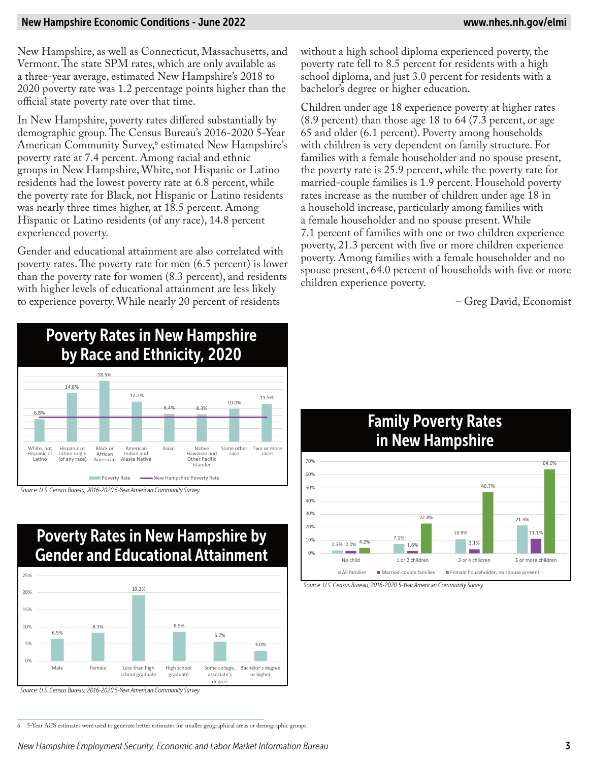New Hampshire, as well as Connecticut, Massachusetts, and Vermont. The state SPM rates, which are only available as a three-year average, estimated New Hampshire's 2018 to 2020 poverty rate was 1.2 percentage points higher than the official state poverty rate over that time.

In New Hampshire, poverty rates differed substantially by demographic group. The Census Bureau's 2016-2020 5-Year American Community Survey,[6] estimated New Hampshire's poverty rate at 7.4 percent. Among racial and ethnic groups in New Hampshire, White, not Hispanic or Latino residents had the lowest poverty rate at 6.8 percent, while the poverty rate for Black, not Hispanic or Latino residents was nearly three times higher, at 18.5 percent. Among Hispanic or Latino residents (of any race), 14.8 percent experienced poverty.

Gender and educational attainment are also correlated with poverty rates. The poverty rate for men (6.5 percent) is lower than the poverty rate for women (8.3 percent), and residents with higher levels of educational attainment are less likely to experience poverty. While nearly 20 percent of residents without a high school diploma experienced poverty, the poverty rate fell to 8.5 percent for residents with a high school diploma, and just 3.0 percent for residents with a bachelor's degree or higher education.

Children under age 18 experience poverty at higher rates (8.9 percent) than those age 18 to 64 (7.3 percent, or age 65 and older (6.1 percent). Poverty among households with children is very dependent on family structure. For families with a female householder and no spouse present, the poverty rate is 25.9 percent, while the poverty rate for married-couple families is 1.9 percent. Household poverty rates increase as the number of children under age 18 in a household increase, particularly among families with a female householder and no spouse present. While 7.1 percent of families with one or two children experience poverty, 21.3 percent with five or more children experience poverty. Among families with a female householder and no spouse present, 64.0 percent of households with five or more children experience poverty.

– Greg David, Economist

## Poverty Rates in New Hampshire by Race and Ethnicity, 2020

6.8%
14.8%
18.5%
12.2%
8.4%
8.3%
10.0%
11.5%

White, not Hispanic or Latino
Hispanic or Latino origin (of any race)
Black or African American
American Indian and Alaska Native
Asian
Native Hawaiian and Other Pacific Islander
Some other race
Two or more races

Poverty Rate
New Hampshire Poverty Rate

*Source: U.S. Census Bureau, 2016-2020 5-Year American Community Survey*

## Poverty Rates in New Hampshire by Gender and Educational Attainment

25%
20%
15%
10%
5%
0%

6.5%
8.3%
19.3%
8.5%
5.7%
3.0%

Male
Female
Less than high school graduate
High school graduate
Some college, associate's degree
Bachelor's degree or higher

*Source: U.S. Census Bureau, 2016-2020 5-Year American Community Survey*

## Family Poverty Rates in New Hampshire

70%
60%
50%
40%
30%
20%
10%
0%

No child: 2.3% 2.0% 4.2%
1 or 2 children: 7.1% 1.6% 22.8%
3 or 4 children: 10.9% 3.1% 46.7%
5 or more children: 21.3% 11.1% 64.0%

All families
Married-couple families
Female householder, no spouse present

*Source: U.S. Census Bureau, 2016-2020 5-Year American Community Survey*

6 5-Year ACS estimates were used to generate better estimates for smaller geographical areas or demographic groups.